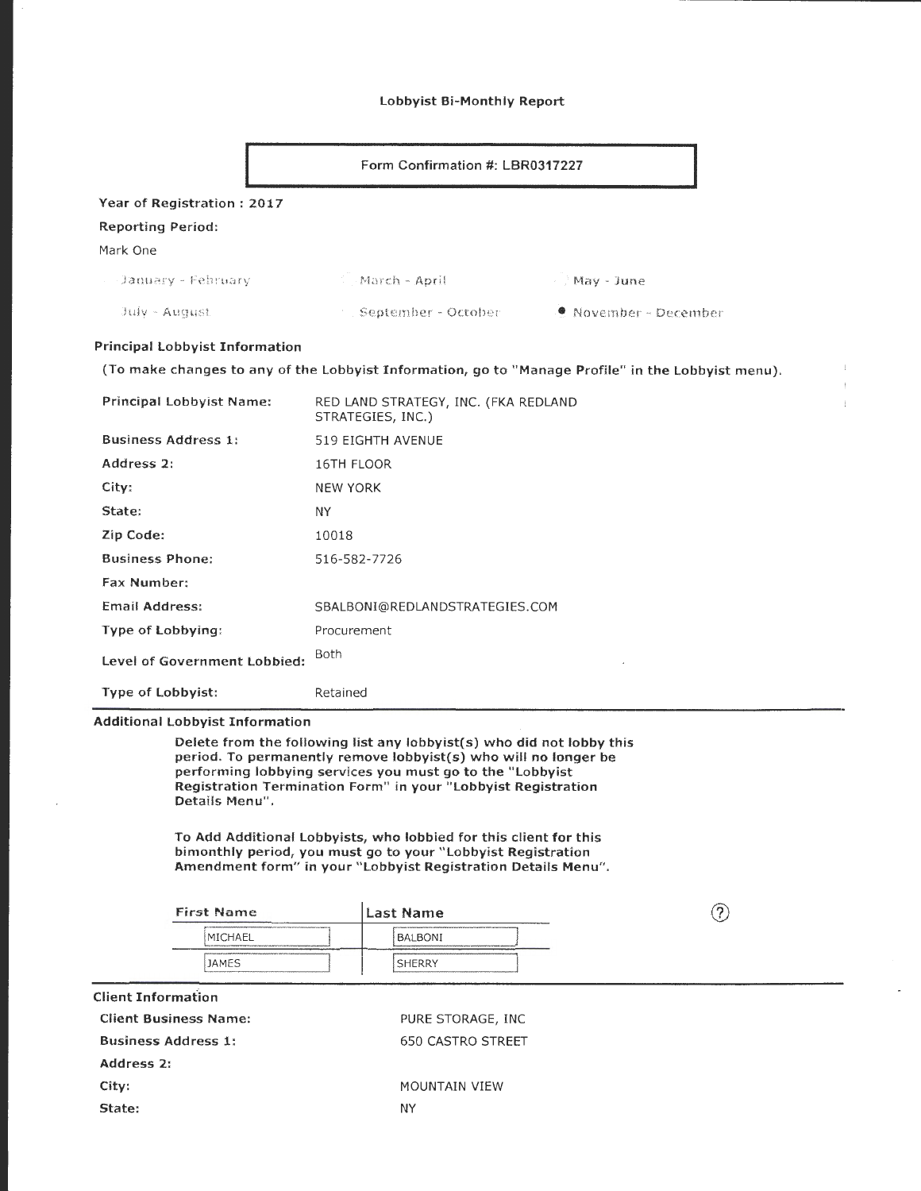# Lobbyist Bi-Monthly Report

**Form Confirmation #: LBR0317227**

**Year of Registration : 2017**

**Reporting Period:**

Mark One

- ○ January - February
- ○ March - April
- ○ May - June
- ○ July - August
- ○ September - October
- ● November - December

## Principal Lobbyist Information

**(To make changes to any of the Lobbyist Information, go to "Manage Profile" in the Lobbyist menu).**

| | |
|---|---|
| **Principal Lobbyist Name:** | RED LAND STRATEGY, INC. (FKA REDLAND STRATEGIES, INC.) |
| **Business Address 1:** | 519 EIGHTH AVENUE |
| **Address 2:** | 16TH FLOOR |
| **City:** | NEW YORK |
| **State:** | NY |
| **Zip Code:** | 10018 |
| **Business Phone:** | 516-582-7726 |
| **Fax Number:** | |
| **Email Address:** | SBALBONI@REDLANDSTRATEGIES.COM |
| **Type of Lobbying:** | Procurement |
| **Level of Government Lobbied:** | Both |
| **Type of Lobbyist:** | Retained |

## Additional Lobbyist Information

**Delete from the following list any lobbyist(s) who did not lobby this period. To permanently remove lobbyist(s) who will no longer be performing lobbying services you must go to the "Lobbyist Registration Termination Form" in your "Lobbyist Registration Details Menu".**

**To Add Additional Lobbyists, who lobbied for this client for this bimonthly period, you must go to your "Lobbyist Registration Amendment form" in your "Lobbyist Registration Details Menu".**

| First Name | Last Name |
|---|---|
| MICHAEL | BALBONI |
| JAMES | SHERRY |

## Client Information

| | |
|---|---|
| **Client Business Name:** | PURE STORAGE, INC |
| **Business Address 1:** | 650 CASTRO STREET |
| **Address 2:** | |
| **City:** | MOUNTAIN VIEW |
| **State:** | NY |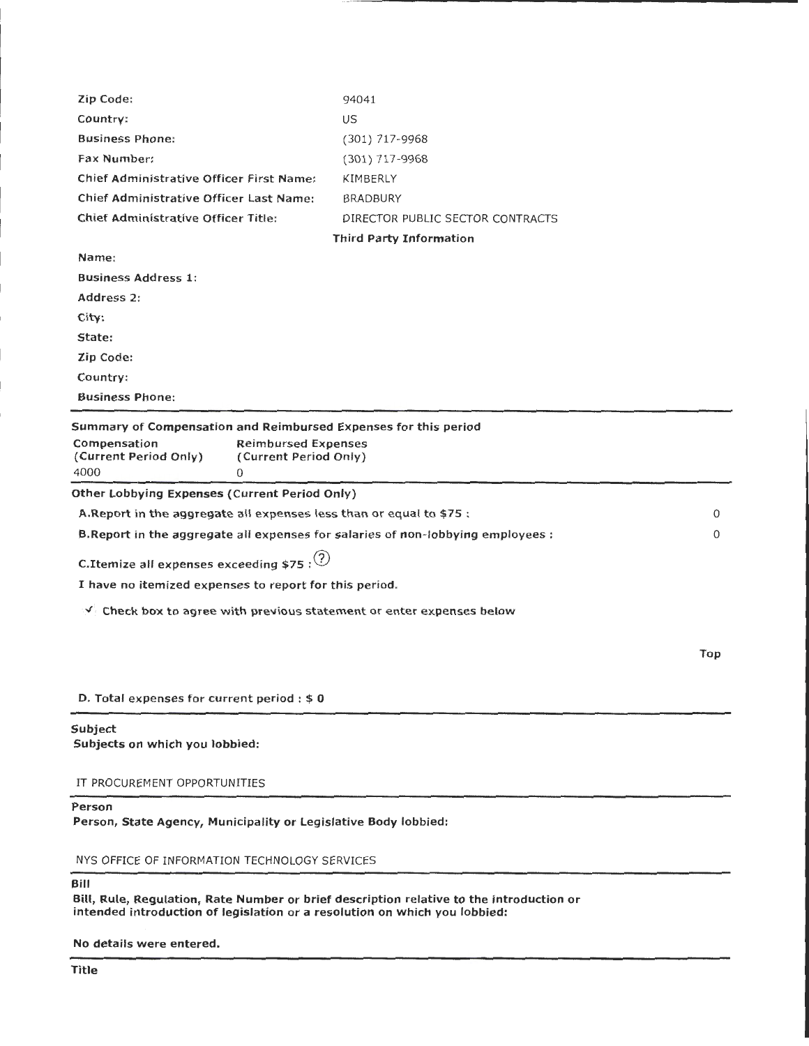| | |
|---|---|
| Zip Code: | 94041 |
| Country: | US |
| Business Phone: | (301) 717-9968 |
| Fax Number: | (301) 717-9968 |
| Chief Administrative Officer First Name: | KIMBERLY |
| Chief Administrative Officer Last Name: | BRADBURY |
| Chief Administrative Officer Title: | DIRECTOR PUBLIC SECTOR CONTRACTS |

**Third Party Information**

| | |
|---|---|
| Name: | |
| Business Address 1: | |
| Address 2: | |
| City: | |
| State: | |
| Zip Code: | |
| Country: | |
| Business Phone: | |

**Summary of Compensation and Reimbursed Expenses for this period**

| Compensation (Current Period Only) | Reimbursed Expenses (Current Period Only) |
|---|---|
| 4000 | 0 |

**Other Lobbying Expenses (Current Period Only)**

| | |
|---|---|
| A.Report in the aggregate all expenses less than or equal to $75 : | 0 |
| B.Report in the aggregate all expenses for salaries of non-lobbying employees : | 0 |

**C.Itemize all expenses exceeding $75 :**

**I have no itemized expenses to report for this period.**

✓ **Check box to agree with previous statement or enter expenses below**

**Top**

**D. Total expenses for current period : $ 0**

**Subject**

**Subjects on which you lobbied:**

IT PROCUREMENT OPPORTUNITIES

**Person**

**Person, State Agency, Municipality or Legislative Body lobbied:**

NYS OFFICE OF INFORMATION TECHNOLOGY SERVICES

**Bill**

**Bill, Rule, Regulation, Rate Number or brief description relative to the introduction or intended introduction of legislation or a resolution on which you lobbied:**

**No details were entered.**

**Title**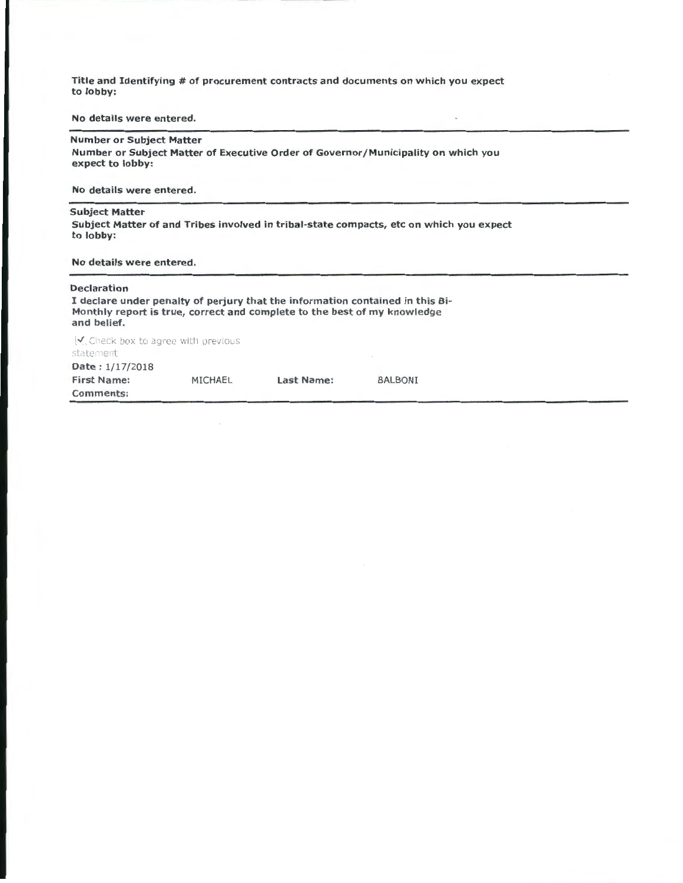**Title and Identifying # of procurement contracts and documents on which you expect to lobby:**

**No details were entered.**

---

**Number or Subject Matter**

**Number or Subject Matter of Executive Order of Governor/Municipality on which you expect to lobby:**

**No details were entered.**

---

**Subject Matter**

**Subject Matter of and Tribes involved in tribal-state compacts, etc on which you expect to lobby:**

**No details were entered.**

---

**Declaration**

**I declare under penalty of perjury that the information contained in this Bi-Monthly report is true, correct and complete to the best of my knowledge and belief.**

☑ Check box to agree with previous statement

**Date :** 1/17/2018

**First Name:** MICHAEL **Last Name:** BALBONI

**Comments:**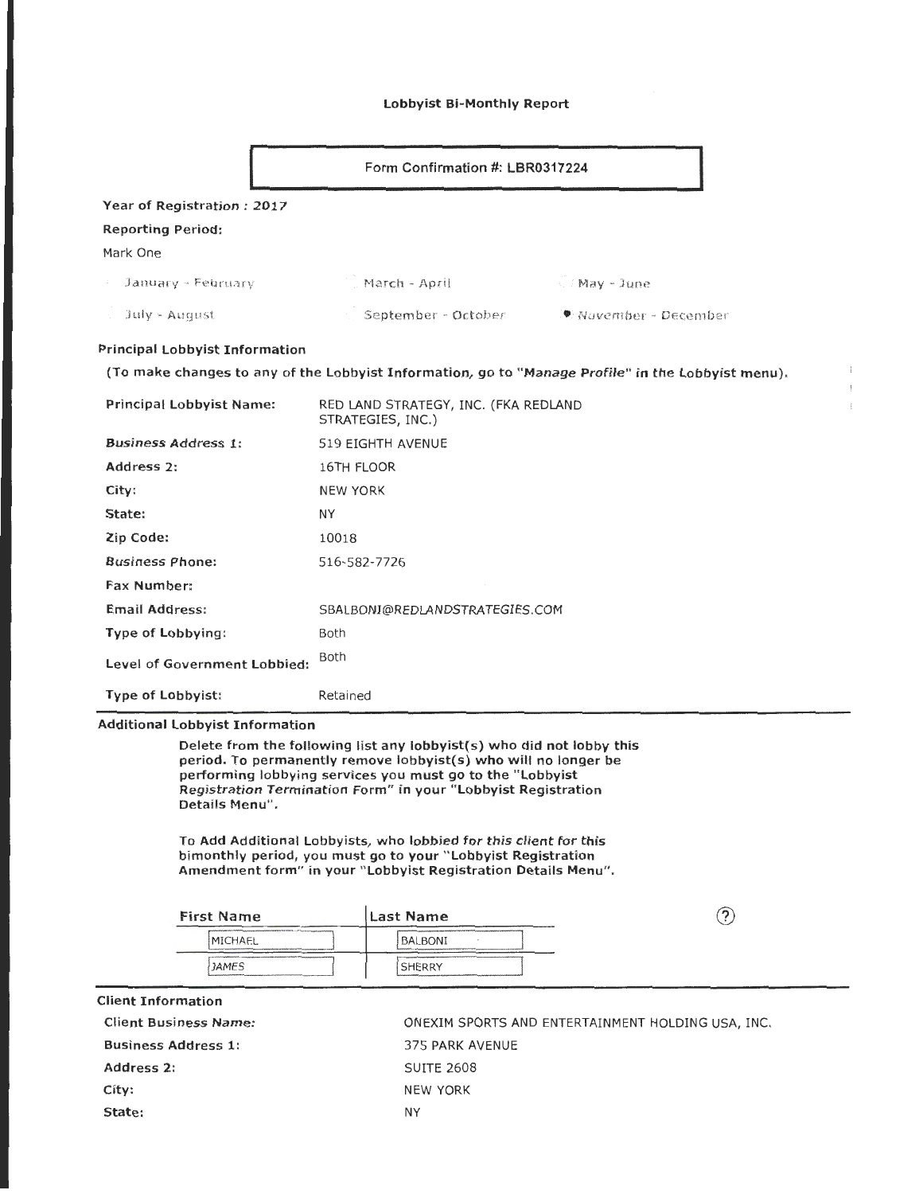**Lobbyist Bi-Monthly Report**

**Form Confirmation #: LBR0317224**

**Year of Registration : 2017**

**Reporting Period:**

Mark One

- ○ January - February
- ○ March - April
- ○ May - June
- ○ July - August
- ○ September - October
- ● November - December

**Principal Lobbyist Information**

**(To make changes to any of the Lobbyist Information, go to "*Manage Profile*" in the Lobbyist menu).**

| | |
|---|---|
| **Principal Lobbyist Name:** | RED LAND STRATEGY, INC. (FKA REDLAND STRATEGIES, INC.) |
| ***Business Address 1:*** | 519 EIGHTH AVENUE |
| **Address 2:** | 16TH FLOOR |
| **City:** | NEW YORK |
| **State:** | NY |
| **Zip Code:** | 10018 |
| ***Business Phone:*** | 516-582-7726 |
| **Fax Number:** | |
| **Email Address:** | SBALBONI@REDLANDSTRATEGIES.COM |
| **Type of Lobbying:** | Both |
| **Level of Government Lobbied:** | Both |
| **Type of Lobbyist:** | Retained |

**Additional Lobbyist Information**

**Delete from the following list any lobbyist(s) who did not lobby this period. To permanently remove lobbyist(s) who will no longer be performing lobbying services you must go to the "Lobbyist Registration Termination Form" in your "Lobbyist Registration Details Menu".**

**To Add Additional Lobbyists, who lobbied for this client for this bimonthly period, you must go to your "Lobbyist Registration Amendment form" in your "Lobbyist Registration Details Menu".**

| First Name | Last Name |
|---|---|
| MICHAEL | BALBONI |
| JAMES | SHERRY |

**Client Information**

| | |
|---|---|
| **Client Business *Name:*** | ONEXIM SPORTS AND ENTERTAINMENT HOLDING USA, INC. |
| **Business Address 1:** | 375 PARK AVENUE |
| **Address 2:** | SUITE 2608 |
| **City:** | NEW YORK |
| **State:** | NY |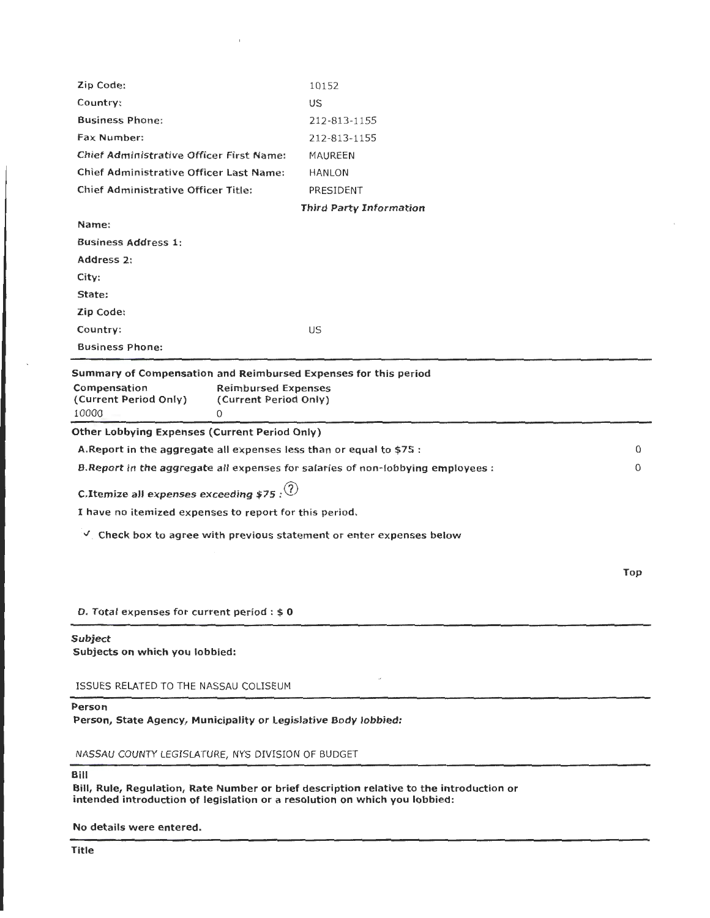| | |
|---|---|
| **Zip Code:** | 10152 |
| **Country:** | US |
| **Business Phone:** | 212-813-1155 |
| **Fax Number:** | 212-813-1155 |
| **Chief Administrative Officer First Name:** | MAUREEN |
| **Chief Administrative Officer Last Name:** | HANLON |
| **Chief Administrative Officer Title:** | PRESIDENT |

***Third Party Information***

| | |
|---|---|
| **Name:** | |
| **Business Address 1:** | |
| **Address 2:** | |
| **City:** | |
| **State:** | |
| **Zip Code:** | |
| **Country:** | US |
| **Business Phone:** | |

**Summary of Compensation and Reimbursed Expenses for this period**

| Compensation (Current Period Only) | Reimbursed Expenses (Current Period Only) |
|---|---|
| 10000 | 0 |

**Other Lobbying Expenses (Current Period Only)**

| | |
|---|---|
| **A.Report in the aggregate all expenses less than or equal to $75 :** | 0 |
| ***B.Report in the aggregate all expenses for salaries of non-lobbying employees :*** | 0 |

***C.Itemize all expenses exceeding $75 :*** (?)

***I have no itemized expenses to report for this period.***

✓ **Check box to agree with previous statement or enter expenses below**

**Top**

***D. Total expenses for current period : $ 0***

***Subject***

**Subjects on which you lobbied:**

ISSUES RELATED TO THE NASSAU COLISEUM

**Person**

***Person, State Agency, Municipality or Legislative Body lobbied:***

NASSAU COUNTY LEGISLATURE, NYS DIVISION OF BUDGET

**Bill**

**Bill, Rule, Regulation, Rate Number or brief description relative to the introduction or intended introduction of legislation or a resolution on which you lobbied:**

**No details were entered.**

**Title**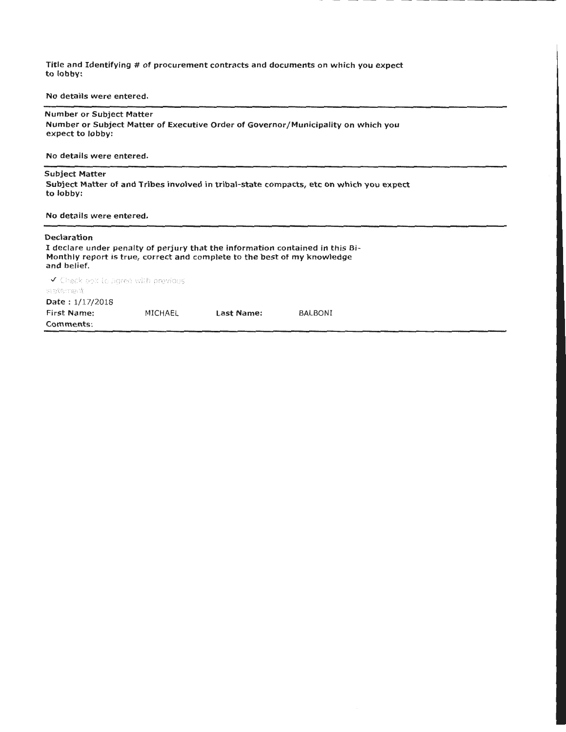**Title and Identifying # of procurement contracts and documents on which you expect to lobby:**

**No details were entered.**

**Number or Subject Matter**

**Number or Subject Matter of Executive Order of Governor/Municipality on which you expect to lobby:**

**No details were entered.**

**Subject Matter**

**Subject Matter of and Tribes involved in tribal-state compacts, etc on which you expect to lobby:**

**No details were entered.**

**Declaration**

**I declare under penalty of perjury that the information contained in this Bi-Monthly report is true, correct and complete to the best of my knowledge and belief.**

✓ Check box to agree with previous statement

**Date :** 1/17/2018

| **First Name:** | MICHAEL | **Last Name:** | BALBONI |
|---|---|---|---|

**Comments:**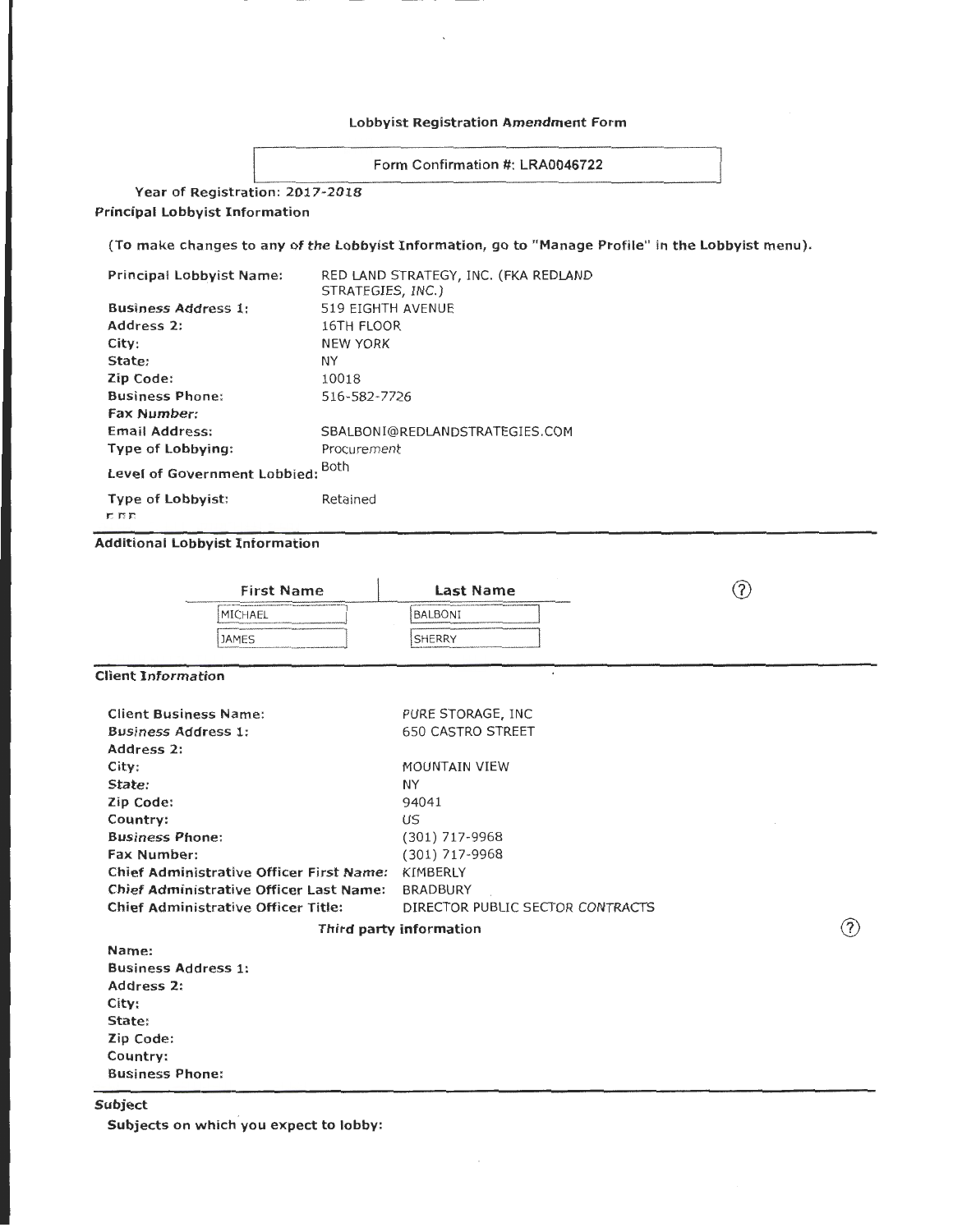## Lobbyist Registration Amendment Form

Form Confirmation #: LRA0046722

**Year of Registration:** *2017-2018*

**Principal Lobbyist Information**

**(To make changes to any of the Lobbyist Information, go to "Manage Profile" in the Lobbyist menu).**

| | |
|---|---|
| **Principal Lobbyist Name:** | RED LAND STRATEGY, INC. (FKA REDLAND STRATEGIES, INC.) |
| **Business Address 1:** | 519 EIGHTH AVENUE |
| **Address 2:** | 16TH FLOOR |
| **City:** | NEW YORK |
| **State:** | NY |
| **Zip Code:** | 10018 |
| **Business Phone:** | 516-582-7726 |
| **Fax Number:** | |
| **Email Address:** | SBALBONI@REDLANDSTRATEGIES.COM |
| **Type of Lobbying:** | Procurement |
| **Level of Government Lobbied:** | Both |
| **Type of Lobbyist:** | Retained |

**Additional Lobbyist Information**

| First Name | Last Name |
|---|---|
| MICHAEL | BALBONI |
| JAMES | SHERRY |

**Client Information**

| | |
|---|---|
| **Client Business Name:** | PURE STORAGE, INC |
| **Business Address 1:** | 650 CASTRO STREET |
| **Address 2:** | |
| **City:** | MOUNTAIN VIEW |
| **State:** | NY |
| **Zip Code:** | 94041 |
| **Country:** | US |
| **Business Phone:** | (301) 717-9968 |
| **Fax Number:** | (301) 717-9968 |
| **Chief Administrative Officer First Name:** | KIMBERLY |
| **Chief Administrative Officer Last Name:** | BRADBURY |
| **Chief Administrative Officer Title:** | DIRECTOR PUBLIC SECTOR CONTRACTS |

**Third party information**

**Name:**
**Business Address 1:**
**Address 2:**
**City:**
**State:**
**Zip Code:**
**Country:**
**Business Phone:**

**Subject**

**Subjects on which you expect to lobby:**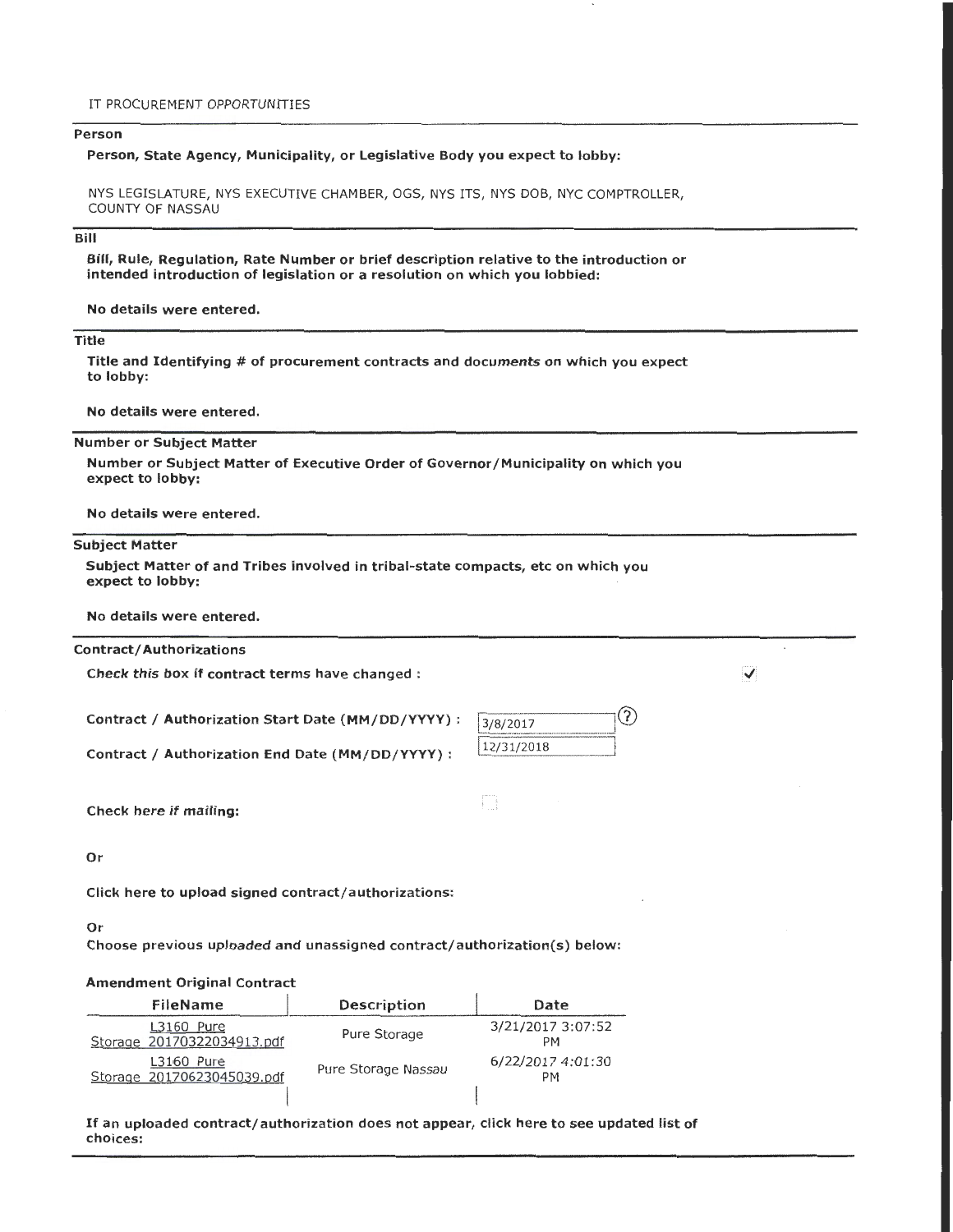IT PROCUREMENT OPPORTUNITIES

## Person

**Person, State Agency, Municipality, or Legislative Body you expect to lobby:**

NYS LEGISLATURE, NYS EXECUTIVE CHAMBER, OGS, NYS ITS, NYS DOB, NYC COMPTROLLER, COUNTY OF NASSAU

## Bill

**Bill, Rule, Regulation, Rate Number or brief description relative to the introduction or intended introduction of legislation or a resolution on which you lobbied:**

**No details were entered.**

## Title

**Title and Identifying # of procurement contracts and documents on which you expect to lobby:**

**No details were entered.**

## Number or Subject Matter

**Number or Subject Matter of Executive Order of Governor/Municipality on which you expect to lobby:**

**No details were entered.**

## Subject Matter

**Subject Matter of and Tribes involved in tribal-state compacts, etc on which you expect to lobby:**

**No details were entered.**

## Contract/Authorizations

**Check this box if contract terms have changed :** ✓

**Contract / Authorization Start Date (MM/DD/YYYY) :** 3/8/2017

**Contract / Authorization End Date (MM/DD/YYYY) :** 12/31/2018

**Check here if mailing:** ☐

**Or**

**Click here to upload signed contract/authorizations:**

**Or**

**Choose previous uploaded and unassigned contract/authorization(s) below:**

**Amendment Original Contract**

| FileName | Description | Date |
|---|---|---|
| L3160 Pure Storage 20170322034913.pdf | Pure Storage | 3/21/2017 3:07:52 PM |
| L3160 Pure Storage 20170623045039.pdf | Pure Storage Nassau | 6/22/2017 4:01:30 PM |

**If an uploaded contract/authorization does not appear, click here to see updated list of choices:**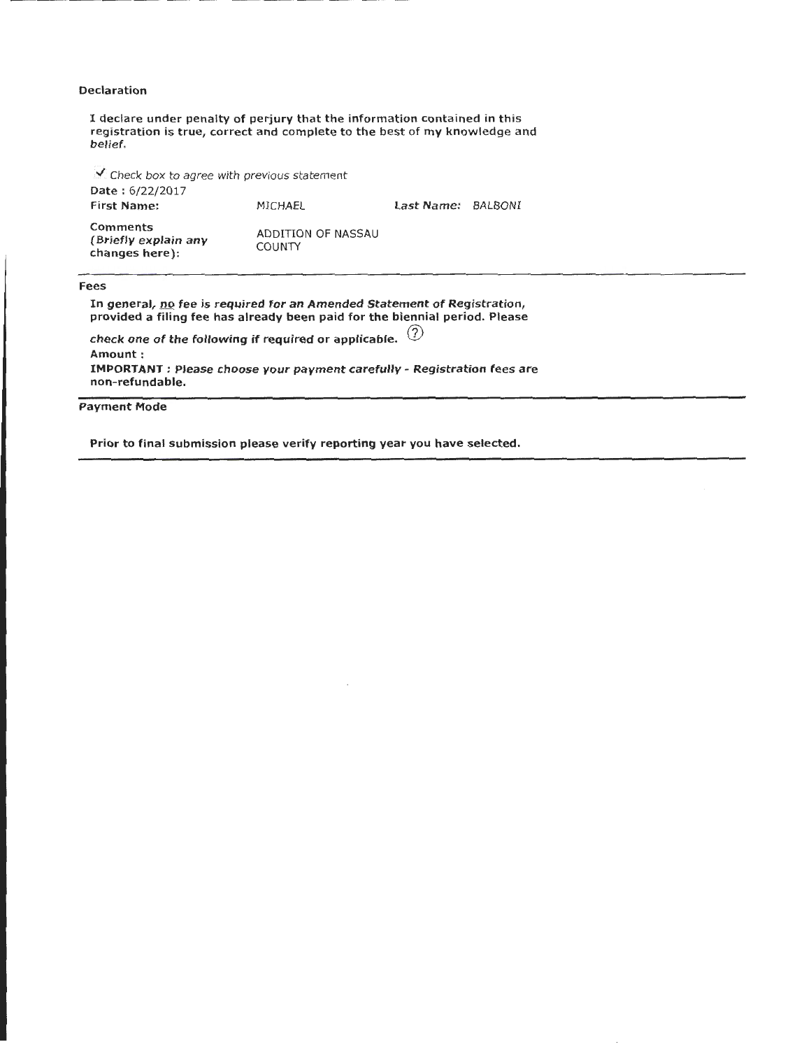**Declaration**

**I declare under penalty of perjury that the information contained in this registration is true, correct and complete to the best of my knowledge and belief.**

✓ *Check box to agree with previous statement*

**Date :** 6/22/2017

| **First Name:** | MICHAEL | **Last Name:** | BALBONI |
|---|---|---|---|
| **Comments (*Briefly explain any* changes here):** | ADDITION OF NASSAU COUNTY | | |

**Fees**

**In general, no fee is required for an Amended Statement of Registration, provided a filing fee has already been paid for the biennial period. Please *check one of the following if required or applicable.*** ⓘ

**Amount :**

**IMPORTANT : *Please choose your payment carefully - Registration fees are non-refundable.***

**Payment Mode**

**Prior to final submission please verify reporting year you have selected.**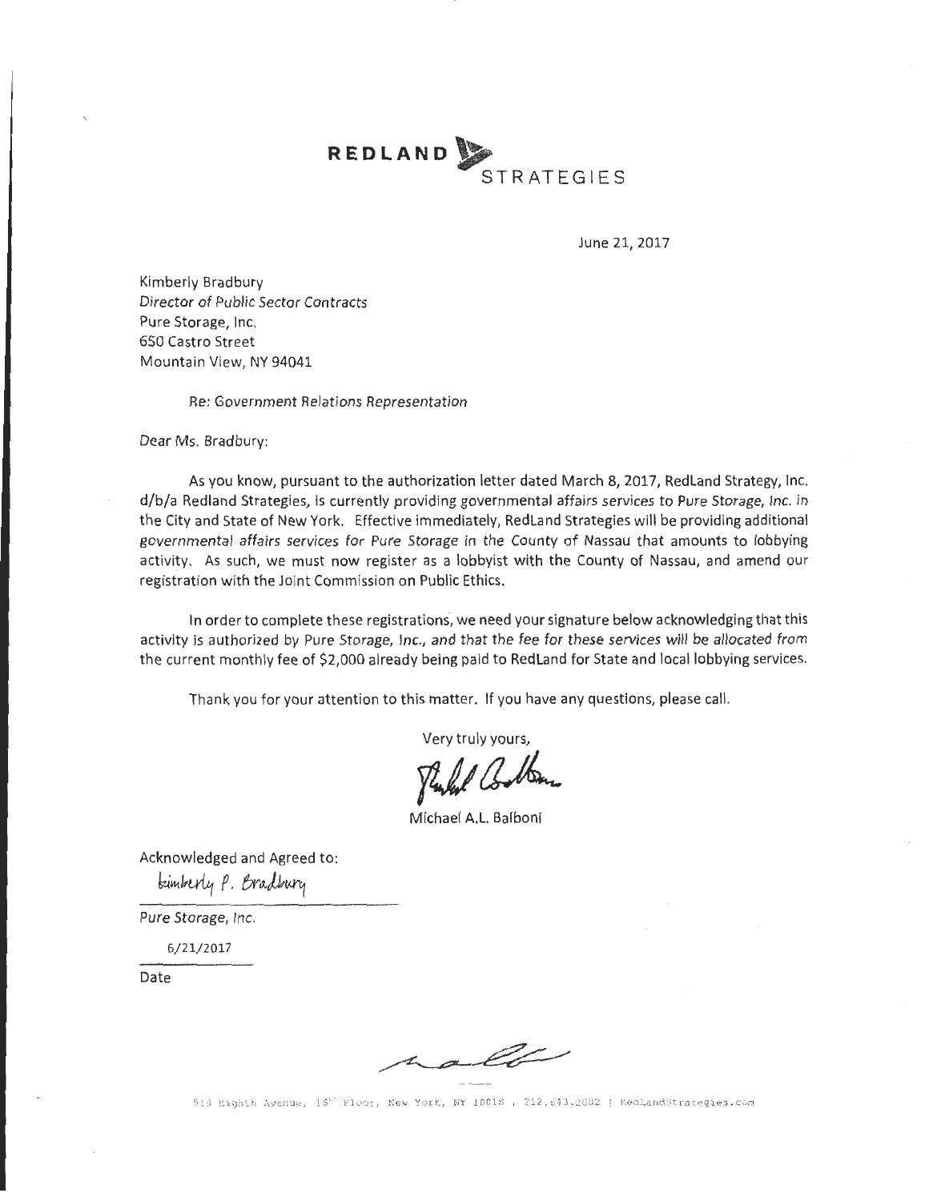# REDLAND STRATEGIES

June 21, 2017

Kimberly Bradbury
*Director of Public Sector Contracts*
Pure Storage, Inc.
650 Castro Street
Mountain View, NY 94041

Re: *Government Relations Representation*

Dear Ms. Bradbury:

As you know, pursuant to the authorization letter dated March 8, 2017, RedLand Strategy, Inc. d/b/a Redland Strategies, is currently providing governmental affairs services to *Pure Storage, Inc.* in the City and State of New York. Effective immediately, RedLand Strategies will be providing additional *governmental affairs services for Pure Storage* in the County of Nassau that amounts to lobbying activity. As such, we must now register as a lobbyist with the County of Nassau, and amend our registration with the Joint Commission on Public Ethics.

In order to complete these registrations, we need your signature below acknowledging that this activity is authorized by *Pure Storage, Inc., and that the fee for these services will be allocated from* the current monthly fee of $2,000 already being paid to RedLand for State and local lobbying services.

Thank you for your attention to this matter. If you have any questions, please call.

Very truly yours,

Michael A.L. Balboni

Acknowledged and Agreed to:

Kimberly P. Bradbury

*Pure Storage, Inc.*

6/21/2017

Date

519 Eighth Avenue, 16th Floor, New York, NY 10018 | 212.643.2002 | RedLandStrategies.com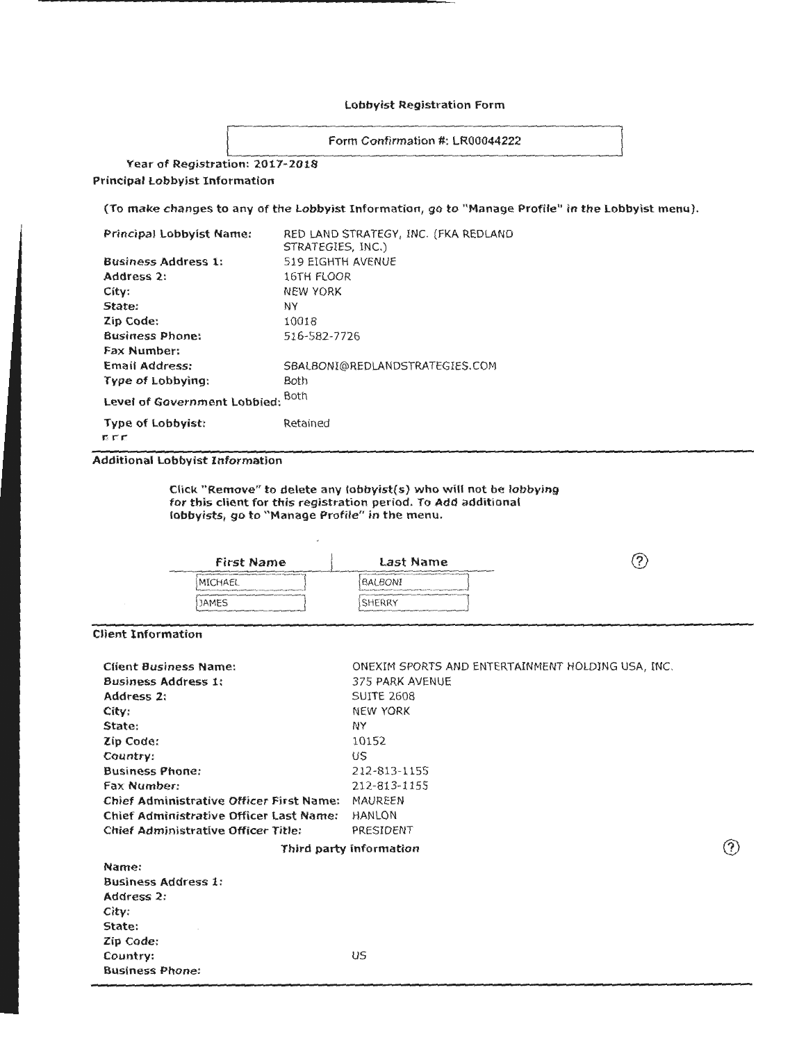**Lobbyist Registration Form**

Form Confirmation #: LR00044222

**Year of Registration: 2017-2018**

**Principal Lobbyist Information**

**(To make changes to any of the Lobbyist Information, go to "Manage Profile" in the Lobbyist menu).**

| | |
|---|---|
| **Principal Lobbyist Name:** | RED LAND STRATEGY, INC. (FKA REDLAND STRATEGIES, INC.) |
| **Business Address 1:** | 519 EIGHTH AVENUE |
| **Address 2:** | 16TH FLOOR |
| **City:** | NEW YORK |
| **State:** | NY |
| **Zip Code:** | 10018 |
| **Business Phone:** | 516-582-7726 |
| **Fax Number:** | |
| **Email Address:** | SBALBONI@REDLANDSTRATEGIES.COM |
| **Type of Lobbying:** | Both |
| **Level of Government Lobbied:** | Both |
| **Type of Lobbyist:** | Retained |

**Additional Lobbyist Information**

**Click "Remove" to delete any lobbyist(s) who will not be lobbying for this client for this registration period. To Add additional lobbyists, go to "Manage Profile" in the menu.**

| First Name | Last Name |
|---|---|
| MICHAEL | BALBONI |
| JAMES | SHERRY |

**Client Information**

| | |
|---|---|
| **Client Business Name:** | ONEXIM SPORTS AND ENTERTAINMENT HOLDING USA, INC. |
| **Business Address 1:** | 375 PARK AVENUE |
| **Address 2:** | SUITE 2608 |
| **City:** | NEW YORK |
| **State:** | NY |
| **Zip Code:** | 10152 |
| **Country:** | US |
| **Business Phone:** | 212-813-1155 |
| **Fax Number:** | 212-813-1155 |
| **Chief Administrative Officer First Name:** | MAUREEN |
| **Chief Administrative Officer Last Name:** | HANLON |
| **Chief Administrative Officer Title:** | PRESIDENT |

**Third party information**

| | |
|---|---|
| **Name:** | |
| **Business Address 1:** | |
| **Address 2:** | |
| **City:** | |
| **State:** | |
| **Zip Code:** | |
| **Country:** | US |
| **Business Phone:** | |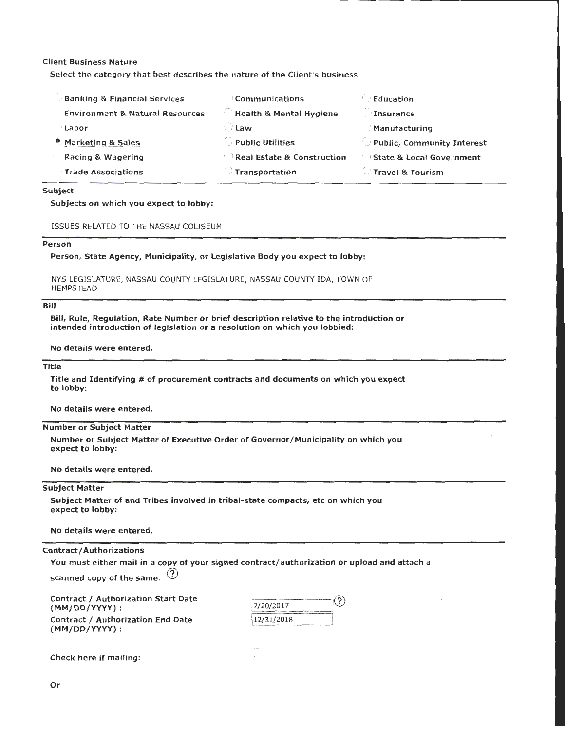**Client Business Nature**

Select the category that best describes the nature of the Client's business

| | | |
|---|---|---|
| ○ Banking & Financial Services | ○ Communications | ○ Education |
| ○ Environment & Natural Resources | ○ Health & Mental Hygiene | ○ Insurance |
| ○ Labor | ○ Law | ○ Manufacturing |
| ● Marketing & Sales | ○ Public Utilities | ○ Public, Community Interest |
| ○ Racing & Wagering | ○ Real Estate & Construction | ○ State & Local Government |
| ○ Trade Associations | ○ Transportation | ○ Travel & Tourism |

**Subject**

**Subjects on which you expect to lobby:**

ISSUES RELATED TO THE NASSAU COLISEUM

**Person**

**Person, State Agency, Municipality, or Legislative Body you expect to lobby:**

NYS LEGISLATURE, NASSAU COUNTY LEGISLATURE, NASSAU COUNTY IDA, TOWN OF HEMPSTEAD

**Bill**

**Bill, Rule, Regulation, Rate Number or brief description relative to the introduction or intended introduction of legislation or a resolution on which you lobbied:**

**No details were entered.**

**Title**

**Title and Identifying # of procurement contracts and documents on which you expect to lobby:**

**No details were entered.**

**Number or Subject Matter**

**Number or Subject Matter of Executive Order of Governor/Municipality on which you expect to lobby:**

**No details were entered.**

**Subject Matter**

**Subject Matter of and Tribes involved in tribal-state compacts, etc on which you expect to lobby:**

**No details were entered.**

**Contract/Authorizations**

**You must either mail in a copy of your signed contract/authorization or upload and attach a scanned copy of the same.** (?)

**Contract / Authorization Start Date (MM/DD/YYYY) :** 7/20/2017 (?)

**Contract / Authorization End Date (MM/DD/YYYY) :** 12/31/2018

**Check here if mailing:** ☐

**Or**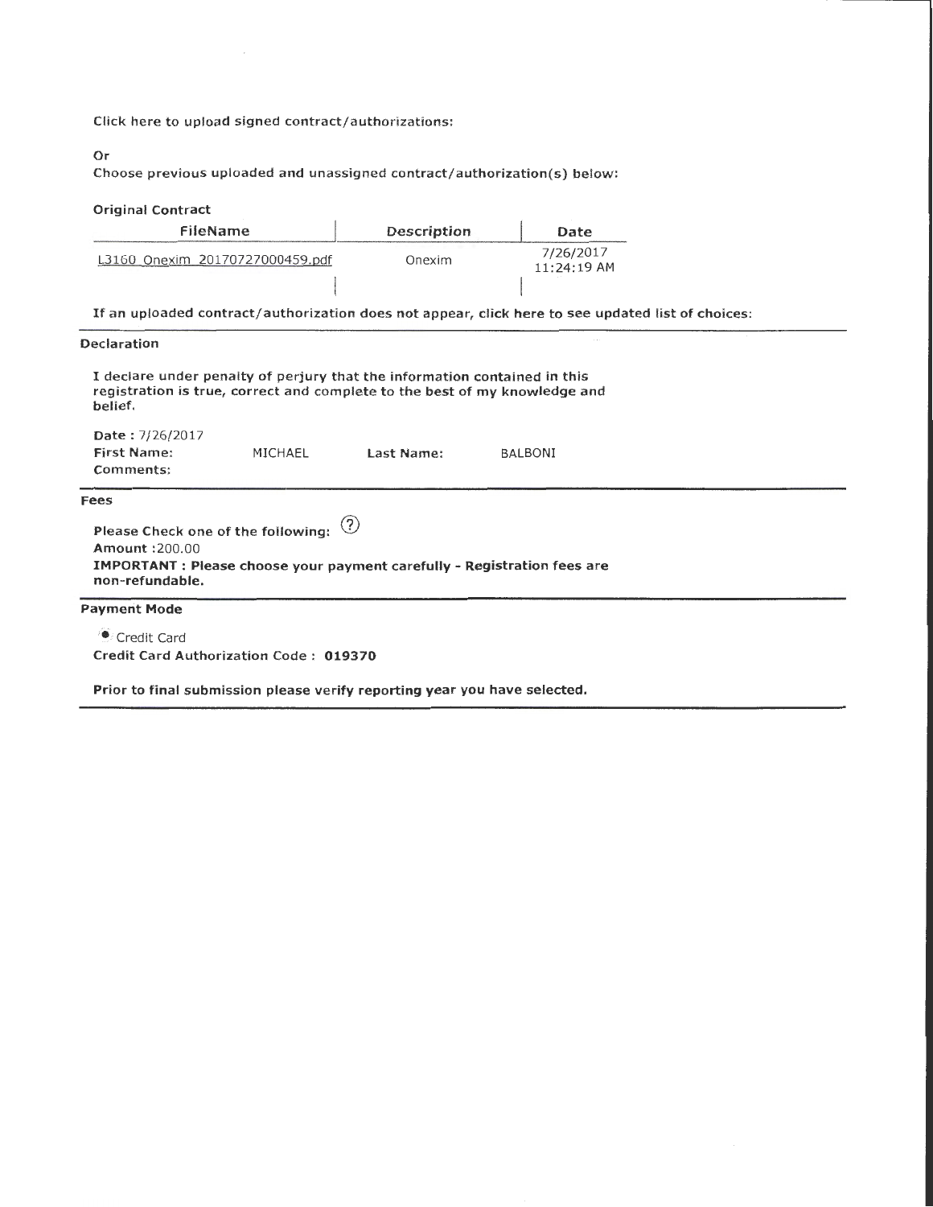Click here to upload signed contract/authorizations:

Or

Choose previous uploaded and unassigned contract/authorization(s) below:

**Original Contract**

| FileName | Description | Date |
|---|---|---|
| L3160_Onexim_20170727000459.pdf | Onexim | 7/26/2017 11:24:19 AM |
| | | |

**If an uploaded contract/authorization does not appear, click here to see updated list of choices:**

**Declaration**

**I declare under penalty of perjury that the information contained in this registration is true, correct and complete to the best of my knowledge and belief.**

**Date :** 7/26/2017

**First Name:** MICHAEL **Last Name:** BALBONI

**Comments:**

**Fees**

**Please Check one of the following:** (?)

**Amount :**200.00

**IMPORTANT : Please choose your payment carefully - Registration fees are non-refundable.**

**Payment Mode**

◉ Credit Card

**Credit Card Authorization Code : 019370**

**Prior to final submission please verify reporting year you have selected.**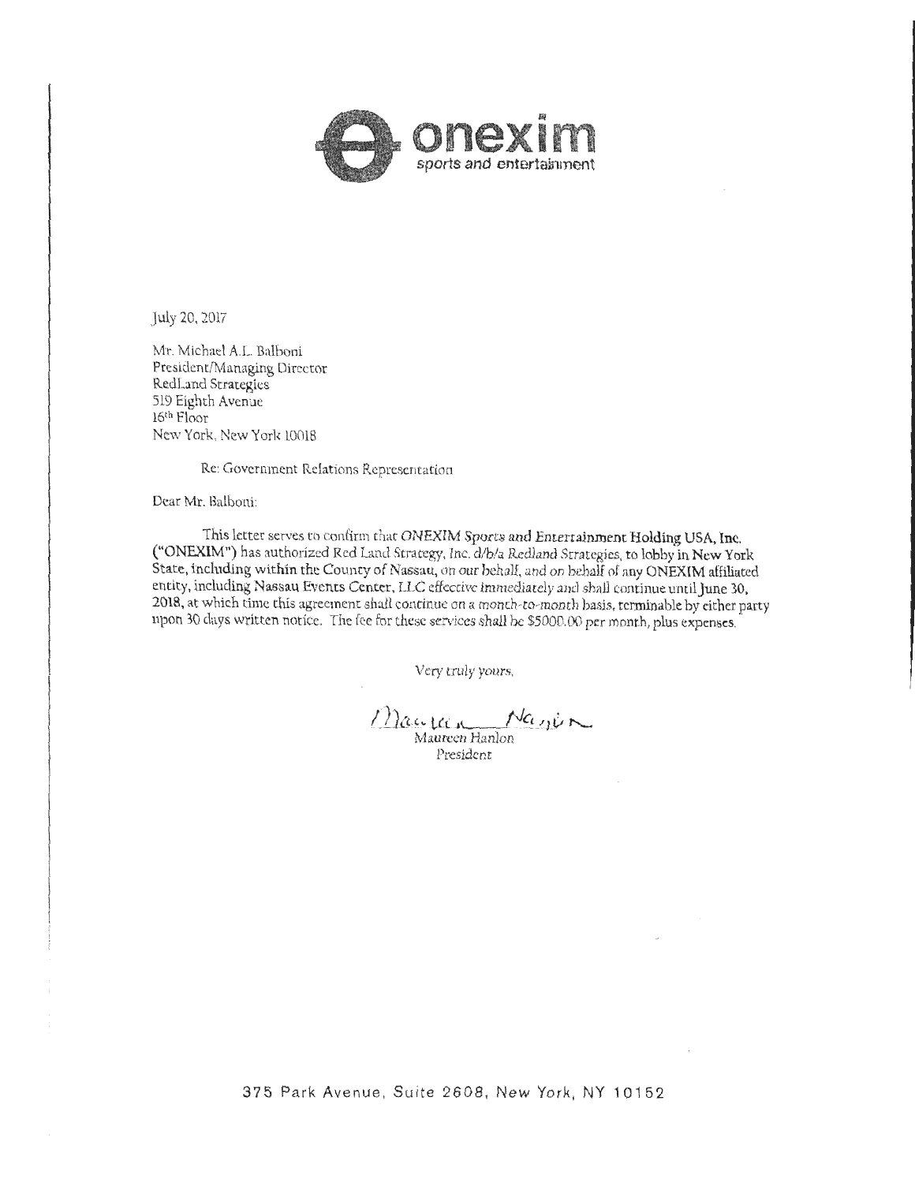**onexim**
sports and entertainment

July 20, 2017

Mr. Michael A.L. Balboni
President/Managing Director
RedLand Strategies
519 Eighth Avenue
16th Floor
New York, New York 10018

Re: Government Relations Representation

Dear Mr. Balboni:

This letter serves to confirm that *ONEXIM Sports and Entertainment Holding USA, Inc.* ("ONEXIM") has authorized Red Land Strategy, Inc. *d/b/a Redland Strategies*, to lobby in New York State, including within the County of Nassau, on our behalf, and on behalf of any ONEXIM affiliated entity, including Nassau Events Center, LLC effective immediately and shall continue until June 30, 2018, at which time this agreement shall continue on a month-to-month basis, terminable by either party upon 30 days written notice. The fee for these services shall be $5000.00 per month, plus expenses.

Very truly yours,

Maureen Hanlon
President

375 Park Avenue, Suite 2608, New York, NY 10152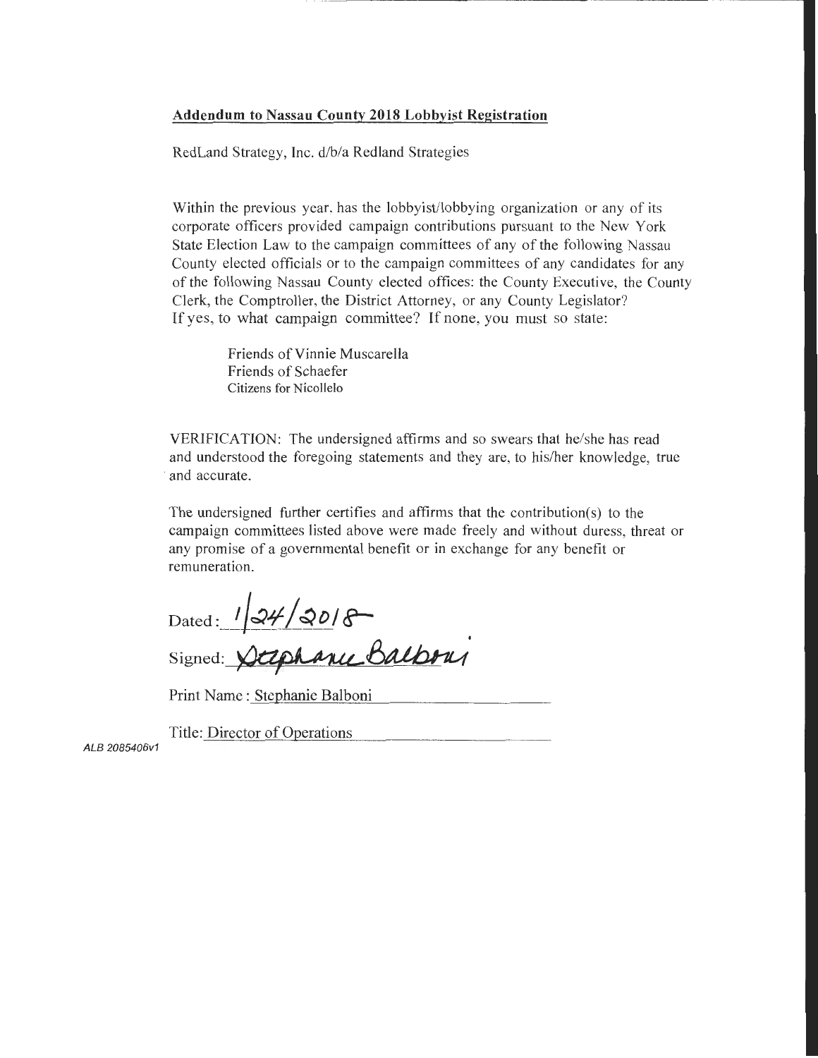**Addendum to Nassau County 2018 Lobbyist Registration**

RedLand Strategy, Inc. d/b/a Redland Strategies

Within the previous year, has the lobbyist/lobbying organization or any of its corporate officers provided campaign contributions pursuant to the New York State Election Law to the campaign committees of any of the following Nassau County elected officials or to the campaign committees of any candidates for any of the following Nassau County elected offices: the County Executive, the County Clerk, the Comptroller, the District Attorney, or any County Legislator? If yes, to what campaign committee? If none, you must so state:

Friends of Vinnie Muscarella
Friends of Schaefer
Citizens for Nicollelo

VERIFICATION: The undersigned affirms and so swears that he/she has read and understood the foregoing statements and they are, to his/her knowledge, true and accurate.

The undersigned further certifies and affirms that the contribution(s) to the campaign committees listed above were made freely and without duress, threat or any promise of a governmental benefit or in exchange for any benefit or remuneration.

Dated: 1/24/2018

Signed: Stephanie Balboni

Print Name: Stephanie Balboni

Title: Director of Operations

ALB 2085406v1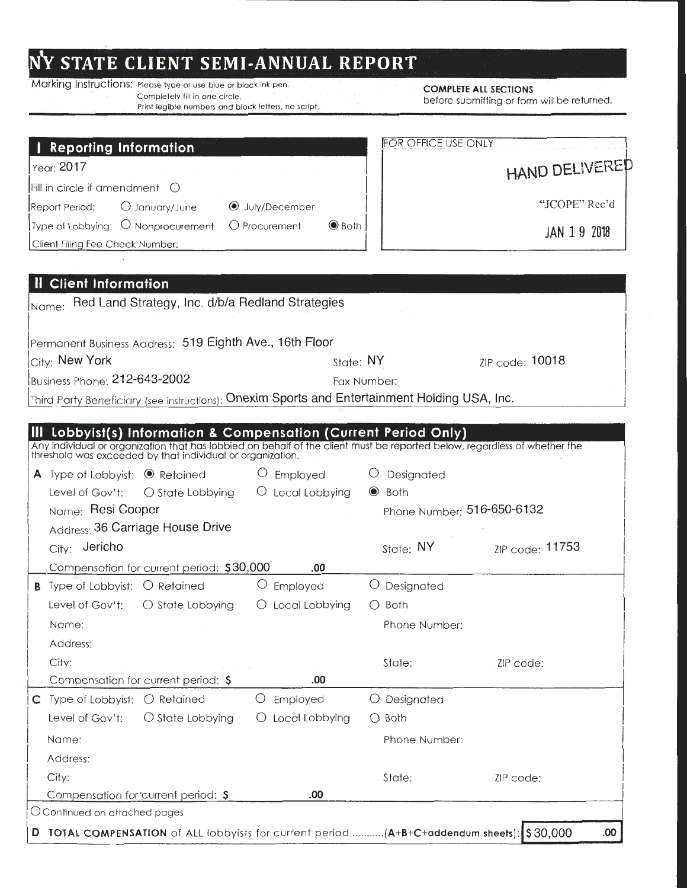# NY STATE CLIENT SEMI-ANNUAL REPORT

Marking Instructions: Please type or use blue or black ink pen.
Completely fill in one circle.
Print legible numbers and block letters, no script.

**COMPLETE ALL SECTIONS** before submitting or form will be returned.

## I Reporting Information

Year: 2017

Fill in circle if amendment ○

Report Period: ○ January/June ◉ July/December

Type of Lobbying: ○ Nonprocurement ○ Procurement ◉ Both

Client Filing Fee Check Number:

FOR OFFICE USE ONLY

HAND DELIVERED

"JCOPE" Rec'd

JAN 19 2018

## II Client Information

Name: Red Land Strategy, Inc. d/b/a Redland Strategies

Permanent Business Address: 519 Eighth Ave., 16th Floor

City: New York State: NY ZIP code: 10018

Business Phone: 212-643-2002 Fax Number:

Third Party Beneficiary (see instructions): Onexim Sports and Entertainment Holding USA, Inc.

## III Lobbyist(s) Information & Compensation (Current Period Only)

Any individual or organization that has lobbied on behalf of the client must be reported below, regardless of whether the threshold was exceeded by that individual or organization.

**A** Type of Lobbyist: ◉ Retained ○ Employed ○ Designated

Level of Gov't: ○ State Lobbying ○ Local Lobbying ◉ Both

Name: Resi Cooper Phone Number: 516-650-6132

Address: 36 Carriage House Drive

City: Jericho State: NY ZIP code: 11753

Compensation for current period: $30,000 .00

**B** Type of Lobbyist: ○ Retained ○ Employed ○ Designated

Level of Gov't: ○ State Lobbying ○ Local Lobbying ○ Both

Name: Phone Number:

Address:

City: State: ZIP code:

Compensation for current period: $ .00

**C** Type of Lobbyist: ○ Retained ○ Employed ○ Designated

Level of Gov't: ○ State Lobbying ○ Local Lobbying ○ Both

Name: Phone Number:

Address:

City: State: ZIP code:

Compensation for current period: $ .00

○ Continued on attached pages

**D TOTAL COMPENSATION** of ALL lobbyists for current period............**(A+B+C+addendum sheets)**: $30,000 .00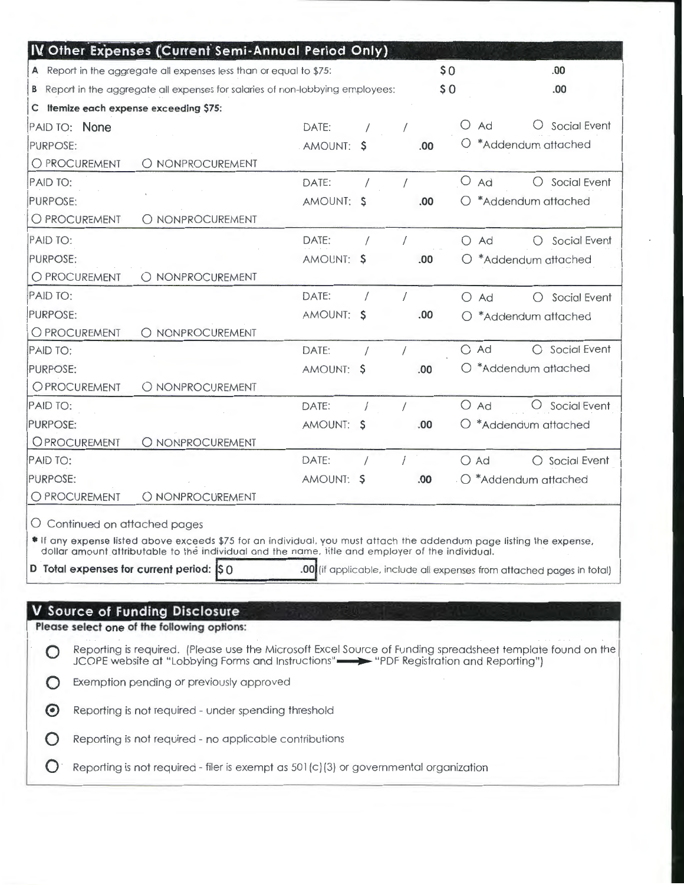## IV Other Expenses (Current Semi-Annual Period Only)

A Report in the aggregate all expenses less than or equal to $75: $0 .00

B Report in the aggregate all expenses for salaries of non-lobbying employees: $0 .00

**C Itemize each expense exceeding $75:**

| | | |
|---|---|---|
| PAID TO: None<br>PURPOSE:<br>○ PROCUREMENT ○ NONPROCUREMENT | DATE: / /<br>AMOUNT: $ .00 | ○ Ad ○ Social Event<br>○ *Addendum attached |
| PAID TO:<br>PURPOSE:<br>○ PROCUREMENT ○ NONPROCUREMENT | DATE: / /<br>AMOUNT: $ .00 | ○ Ad ○ Social Event<br>○ *Addendum attached |
| PAID TO:<br>PURPOSE:<br>○ PROCUREMENT ○ NONPROCUREMENT | DATE: / /<br>AMOUNT: $ .00 | ○ Ad ○ Social Event<br>○ *Addendum attached |
| PAID TO:<br>PURPOSE:<br>○ PROCUREMENT ○ NONPROCUREMENT | DATE: / /<br>AMOUNT: $ .00 | ○ Ad ○ Social Event<br>○ *Addendum attached |
| PAID TO:<br>PURPOSE:<br>○ PROCUREMENT ○ NONPROCUREMENT | DATE: / /<br>AMOUNT: $ .00 | ○ Ad ○ Social Event<br>○ *Addendum attached |
| PAID TO:<br>PURPOSE:<br>○ PROCUREMENT ○ NONPROCUREMENT | DATE: / /<br>AMOUNT: $ .00 | ○ Ad ○ Social Event<br>○ *Addendum attached |
| PAID TO:<br>PURPOSE:<br>○ PROCUREMENT ○ NONPROCUREMENT | DATE: / /<br>AMOUNT: $ .00 | ○ Ad ○ Social Event<br>○ *Addendum attached |

○ Continued on attached pages

* If any expense listed above exceeds $75 for an individual, you must attach the addendum page listing the expense, dollar amount attributable to the individual and the name, title and employer of the individual.

**D Total expenses for current period:** $0 .00 (if applicable, include all expenses from attached pages in total)

## V Source of Funding Disclosure

**Please select one of the following options:**

○ Reporting is required. (Please use the Microsoft Excel Source of Funding spreadsheet template found on the JCOPE website at "Lobbying Forms and Instructions" → "PDF Registration and Reporting")

○ Exemption pending or previously approved

◉ Reporting is not required - under spending threshold

○ Reporting is not required - no applicable contributions

○ Reporting is not required - filer is exempt as 501(c)(3) or governmental organization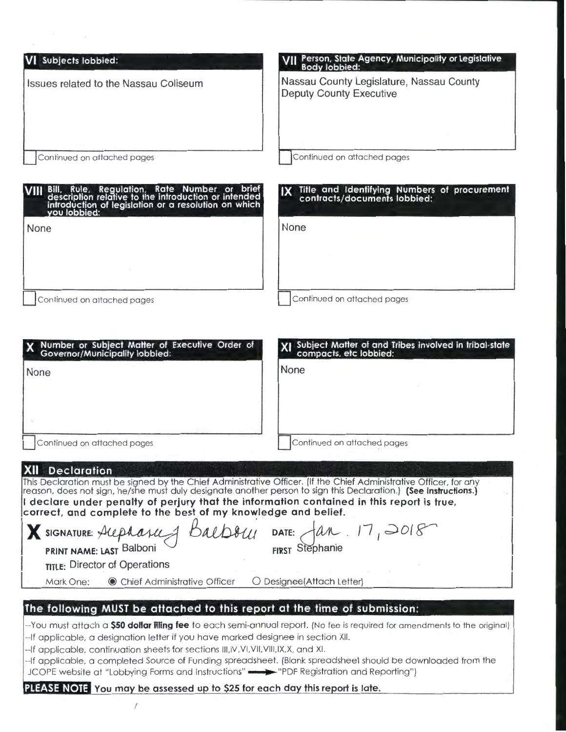## VI Subjects lobbied:

Issues related to the Nassau Coliseum

☐ Continued on attached pages

## VII Person, State Agency, Municipality or Legislative Body lobbied:

Nassau County Legislature, Nassau County Deputy County Executive

☐ Continued on attached pages

## VIII Bill, Rule, Regulation, Rate Number or brief description relative to the introduction or intended introduction of legislation or a resolution on which you lobbied:

None

☐ Continued on attached pages

## IX Title and Identifying Numbers of procurement contracts/documents lobbied:

None

☐ Continued on attached pages

## X Number or Subject Matter of Executive Order of Governor/Municipality lobbied:

None

☐ Continued on attached pages

## XI Subject Matter of and Tribes involved in tribal-state compacts, etc lobbied:

None

☐ Continued on attached pages

## XII Declaration

This Declaration must be signed by the Chief Administrative Officer. (If the Chief Administrative Officer, for any reason, does not sign, he/she must duly designate another person to sign this Declaration.) **(See instructions.)**

**I declare under penalty of perjury that the information contained in this report is true, correct, and complete to the best of my knowledge and belief.**

**X** SIGNATURE: Stephanie J Balboni DATE: Jan. 17, 2018

PRINT NAME: LAST Balboni FIRST Stephanie

TITLE: Director of Operations

Mark One: ◉ Chief Administrative Officer ○ Designee(Attach Letter)

## The following MUST be attached to this report at the time of submission:

--You must attach a **$50 dollar filing fee** to each semi-annual report. (No fee is required for amendments to the original)

--If applicable, a designation letter if you have marked designee in section XII.

--If applicable, continuation sheets for sections III,IV,VI,VII,VIII,IX,X, and XI.

--If applicable, a completed Source of Funding spreadsheet. (Blank spreadsheet should be downloaded from the JCOPE website at "Lobbying Forms and Instructions" → "PDF Registration and Reporting")

**PLEASE NOTE** **You may be assessed up to $25 for each day this report is late.**